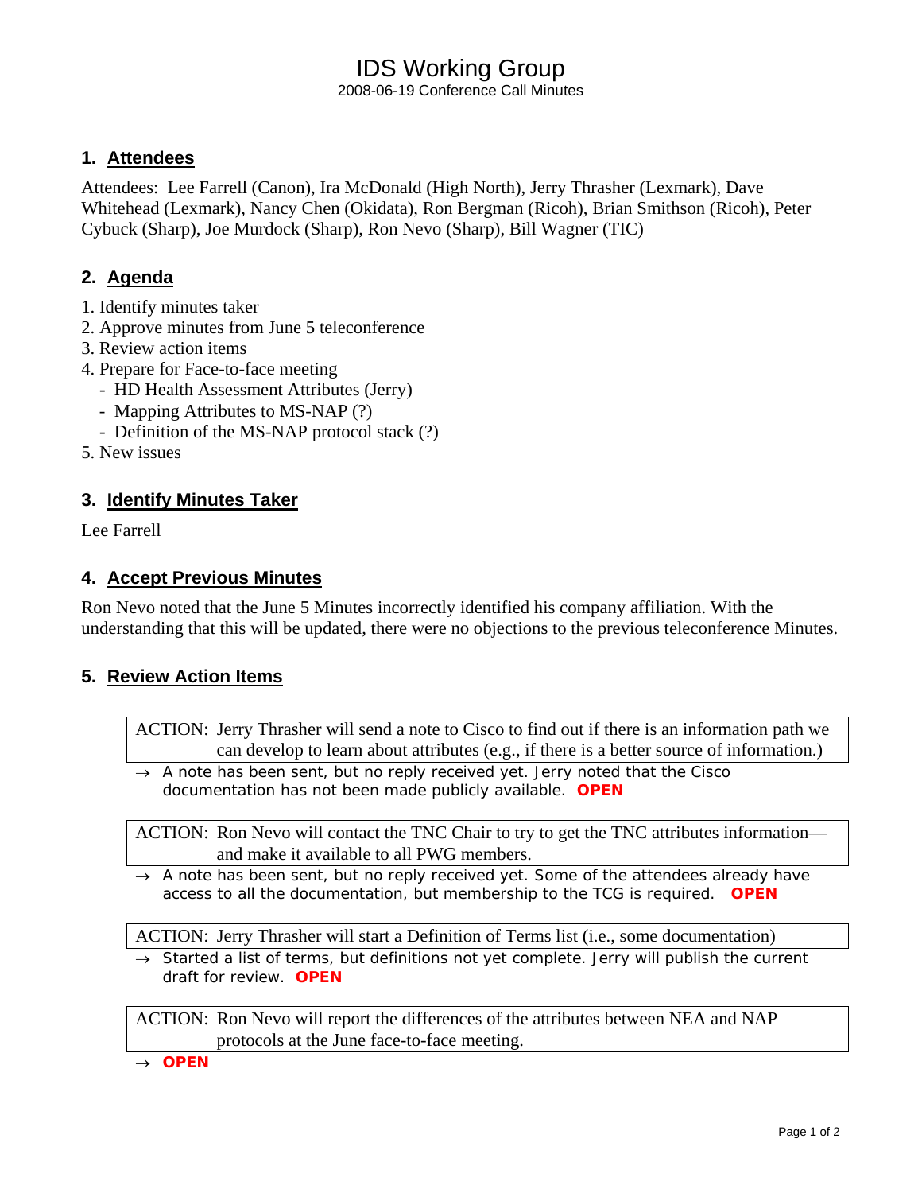# IDS Working Group

2008-06-19 Conference Call Minutes

## 1. Attendees

Attendees: Lee Farrell (Canon), Ira McDonald (High North), Jerry Thrasher (Lexmark), Dave Whitehead (Lexmark), Nancy Chen (Okidata), Ron Bergman (Ricoh), Brian Smithson (Ricoh), Peter Cybuck (Sharp), Joe Murdock (Sharp), Ron Nevo (Sharp), Bill Wagner (TIC)

## 2. Agenda

1. Identify minutes taker
2. Approve minutes from June 5 teleconference
3. Review action items
4. Prepare for Face-to-face meeting
   - HD Health Assessment Attributes (Jerry)
   - Mapping Attributes to MS-NAP (?)
   - Definition of the MS-NAP protocol stack (?)
5. New issues

## 3. Identify Minutes Taker

Lee Farrell

## 4. Accept Previous Minutes

Ron Nevo noted that the June 5 Minutes incorrectly identified his company affiliation. With the understanding that this will be updated, there were no objections to the previous teleconference Minutes.

## 5. Review Action Items

ACTION: Jerry Thrasher will send a note to Cisco to find out if there is an information path we can develop to learn about attributes (e.g., if there is a better source of information.)

→ A note has been sent, but no reply received yet. Jerry noted that the Cisco documentation has not been made publicly available. **OPEN**

ACTION: Ron Nevo will contact the TNC Chair to try to get the TNC attributes information—and make it available to all PWG members.

→ A note has been sent, but no reply received yet. Some of the attendees already have access to all the documentation, but membership to the TCG is required. **OPEN**

ACTION: Jerry Thrasher will start a Definition of Terms list (i.e., some documentation)

→ Started a list of terms, but definitions not yet complete. Jerry will publish the current draft for review. **OPEN**

ACTION: Ron Nevo will report the differences of the attributes between NEA and NAP protocols at the June face-to-face meeting.

→ **OPEN**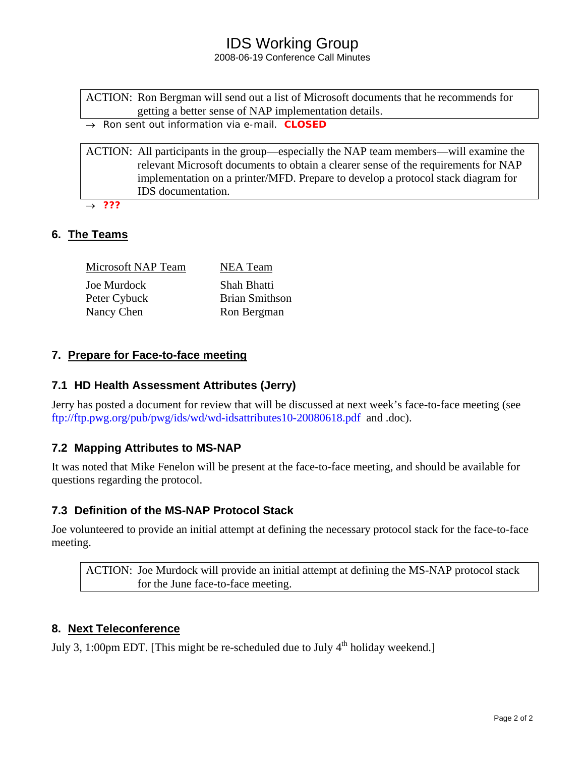# IDS Working Group

2008-06-19 Conference Call Minutes

ACTION: Ron Bergman will send out a list of Microsoft documents that he recommends for getting a better sense of NAP implementation details.

→ Ron sent out information via e-mail. **CLOSED**

ACTION: All participants in the group—especially the NAP team members—will examine the relevant Microsoft documents to obtain a clearer sense of the requirements for NAP implementation on a printer/MFD. Prepare to develop a protocol stack diagram for IDS documentation.

→ **???**

## 6. The Teams

| Microsoft NAP Team | NEA Team |
|---|---|
| Joe Murdock | Shah Bhatti |
| Peter Cybuck | Brian Smithson |
| Nancy Chen | Ron Bergman |

## 7. Prepare for Face-to-face meeting

### 7.1 HD Health Assessment Attributes (Jerry)

Jerry has posted a document for review that will be discussed at next week's face-to-face meeting (see ftp://ftp.pwg.org/pub/pwg/ids/wd/wd-idsattributes10-20080618.pdf and .doc).

### 7.2 Mapping Attributes to MS-NAP

It was noted that Mike Fenelon will be present at the face-to-face meeting, and should be available for questions regarding the protocol.

### 7.3 Definition of the MS-NAP Protocol Stack

Joe volunteered to provide an initial attempt at defining the necessary protocol stack for the face-to-face meeting.

ACTION: Joe Murdock will provide an initial attempt at defining the MS-NAP protocol stack for the June face-to-face meeting.

## 8. Next Teleconference

July 3, 1:00pm EDT. [This might be re-scheduled due to July 4th holiday weekend.]